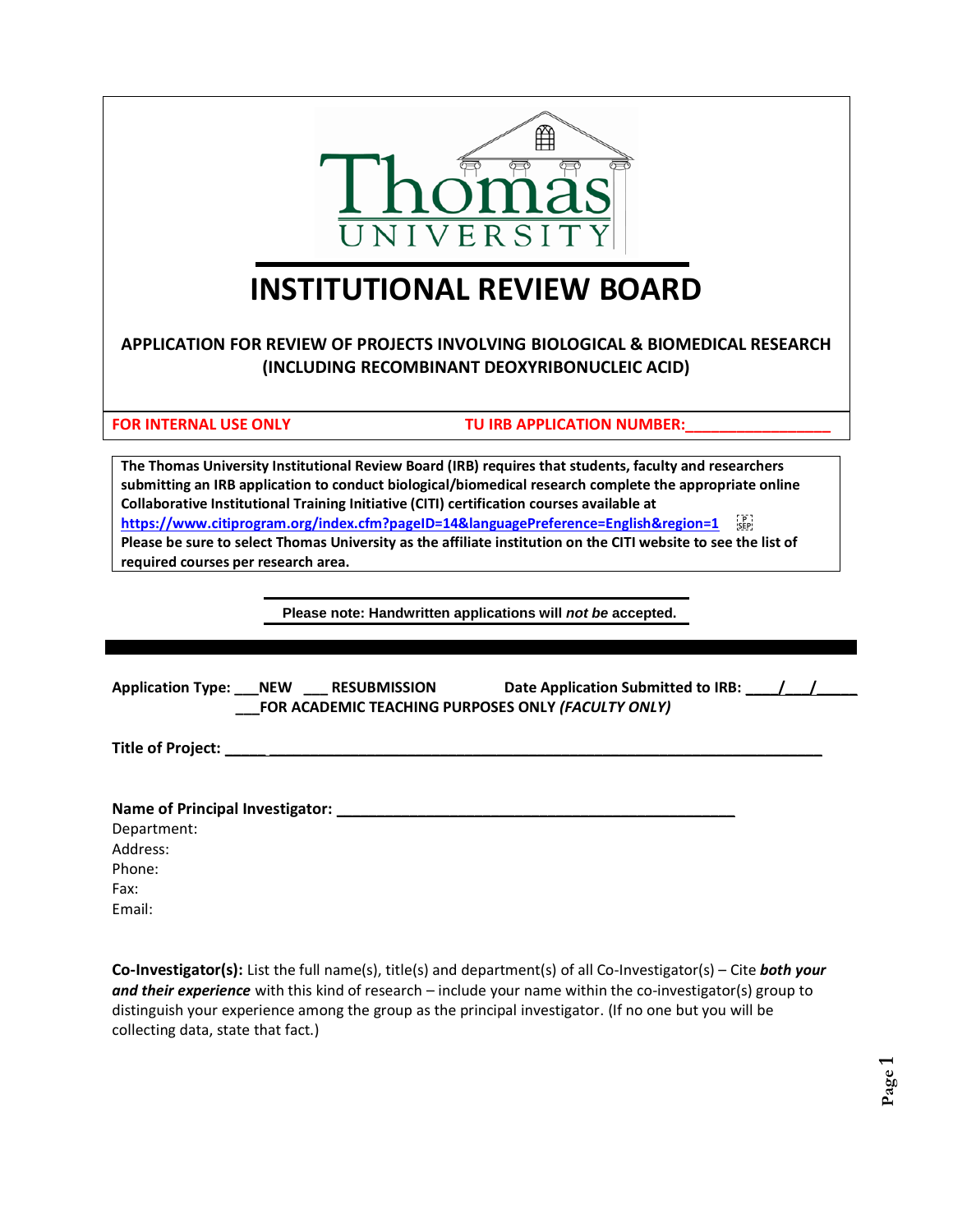Thomas
UNIVERSITY

# INSTITUTIONAL REVIEW BOARD

**APPLICATION FOR REVIEW OF PROJECTS INVOLVING BIOLOGICAL & BIOMEDICAL RESEARCH (INCLUDING RECOMBINANT DEOXYRIBONUCLEIC ACID)**

**FOR INTERNAL USE ONLY** **TU IRB APPLICATION NUMBER:_________________**

**The Thomas University Institutional Review Board (IRB) requires that students, faculty and researchers submitting an IRB application to conduct biological/biomedical research complete the appropriate online Collaborative Institutional Training Initiative (CITI) certification courses available at https://www.citiprogram.org/index.cfm?pageID=14&languagePreference=English&region=1**
**Please be sure to select Thomas University as the affiliate institution on the CITI website to see the list of required courses per research area.**

**Please note: Handwritten applications will *not be* accepted.**

---

**Application Type: ___NEW ___ RESUBMISSION** **Date Application Submitted to IRB: ____/___/_____**
**___FOR ACADEMIC TEACHING PURPOSES ONLY *(FACULTY ONLY)***

**Title of Project: _____ ______________________________________________________________________**

**Name of Principal Investigator: ________________________________________________**

Department:
Address:
Phone:
Fax:
Email:

**Co-Investigator(s):** List the full name(s), title(s) and department(s) of all Co-Investigator(s) – Cite ***both your and their experience*** with this kind of research – include your name within the co-investigator(s) group to distinguish your experience among the group as the principal investigator. (If no one but you will be collecting data, state that fact.)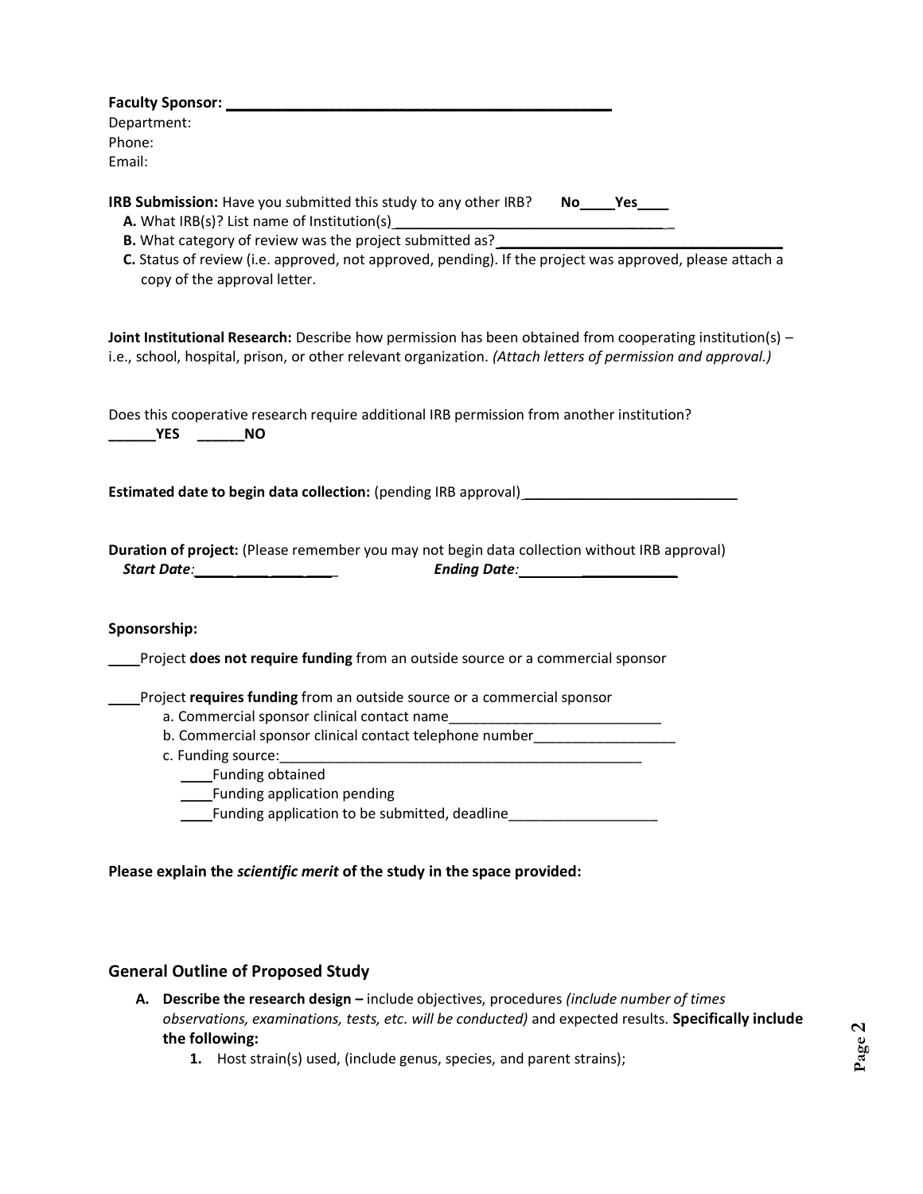**Faculty Sponsor:** ___________________________________________

Department:

Phone:

Email:

**IRB Submission:** Have you submitted this study to any other IRB? **No____Yes____**

**A.** What IRB(s)? List name of Institution(s)________________________________

**B.** What category of review was the project submitted as?__________________________________

**C.** Status of review (i.e. approved, not approved, pending). If the project was approved, please attach a copy of the approval letter.

**Joint Institutional Research:** Describe how permission has been obtained from cooperating institution(s) – i.e., school, hospital, prison, or other relevant organization. *(Attach letters of permission and approval.)*

Does this cooperative research require additional IRB permission from another institution?

**______YES ______NO**

**Estimated date to begin data collection:** (pending IRB approval)___________________________

**Duration of project:** (Please remember you may not begin data collection without IRB approval)

*Start Date:*_______________ *Ending Date:*_____________________

**Sponsorship:**

____Project **does not require funding** from an outside source or a commercial sponsor

____Project **requires funding** from an outside source or a commercial sponsor

a. Commercial sponsor clinical contact name___________________________

b. Commercial sponsor clinical contact telephone number__________________

c. Funding source:_______________________________________________

____Funding obtained

____Funding application pending

____Funding application to be submitted, deadline___________________

**Please explain the *scientific merit* of the study in the space provided:**

## General Outline of Proposed Study

**A. Describe the research design –** include objectives, procedures *(include number of times observations, examinations, tests, etc. will be conducted)* and expected results. **Specifically include the following:**

1. Host strain(s) used, (include genus, species, and parent strains);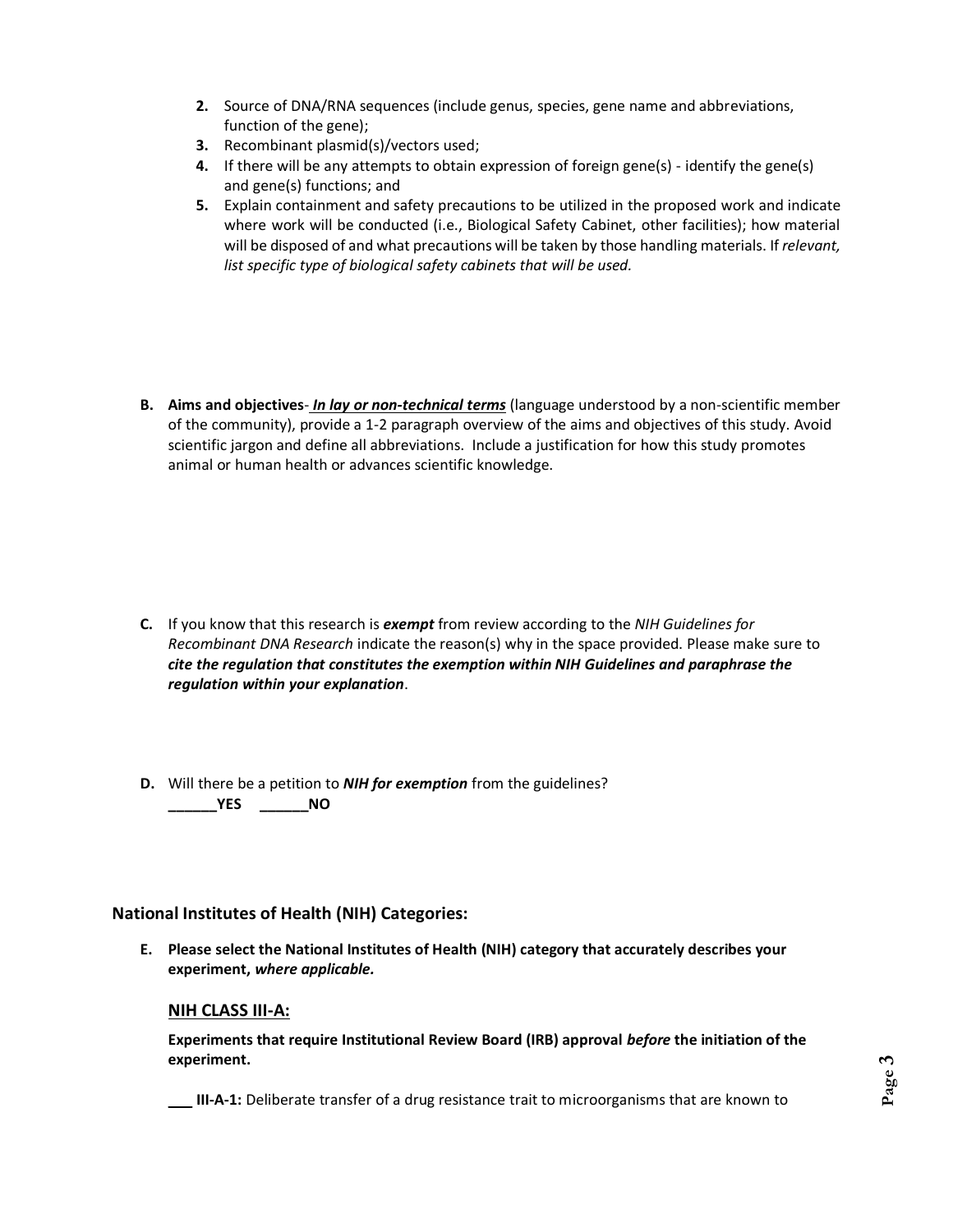2. Source of DNA/RNA sequences (include genus, species, gene name and abbreviations, function of the gene);
3. Recombinant plasmid(s)/vectors used;
4. If there will be any attempts to obtain expression of foreign gene(s) - identify the gene(s) and gene(s) functions; and
5. Explain containment and safety precautions to be utilized in the proposed work and indicate where work will be conducted (i.e., Biological Safety Cabinet, other facilities); how material will be disposed of and what precautions will be taken by those handling materials. If *relevant, list specific type of biological safety cabinets that will be used.*

**B. Aims and objectives**- ***In lay or non-technical terms*** (language understood by a non-scientific member of the community), provide a 1-2 paragraph overview of the aims and objectives of this study. Avoid scientific jargon and define all abbreviations. Include a justification for how this study promotes animal or human health or advances scientific knowledge.

**C.** If you know that this research is ***exempt*** from review according to the *NIH Guidelines for Recombinant DNA Research* indicate the reason(s) why in the space provided. Please make sure to ***cite the regulation that constitutes the exemption within NIH Guidelines and paraphrase the regulation within your explanation***.

**D.** Will there be a petition to ***NIH for exemption*** from the guidelines?
**______YES ______NO**

### National Institutes of Health (NIH) Categories:

**E. Please select the National Institutes of Health (NIH) category that accurately describes your experiment, *where applicable.***

#### NIH CLASS III-A:

**Experiments that require Institutional Review Board (IRB) approval *before* the initiation of the experiment.**

___ **III-A-1:** Deliberate transfer of a drug resistance trait to microorganisms that are known to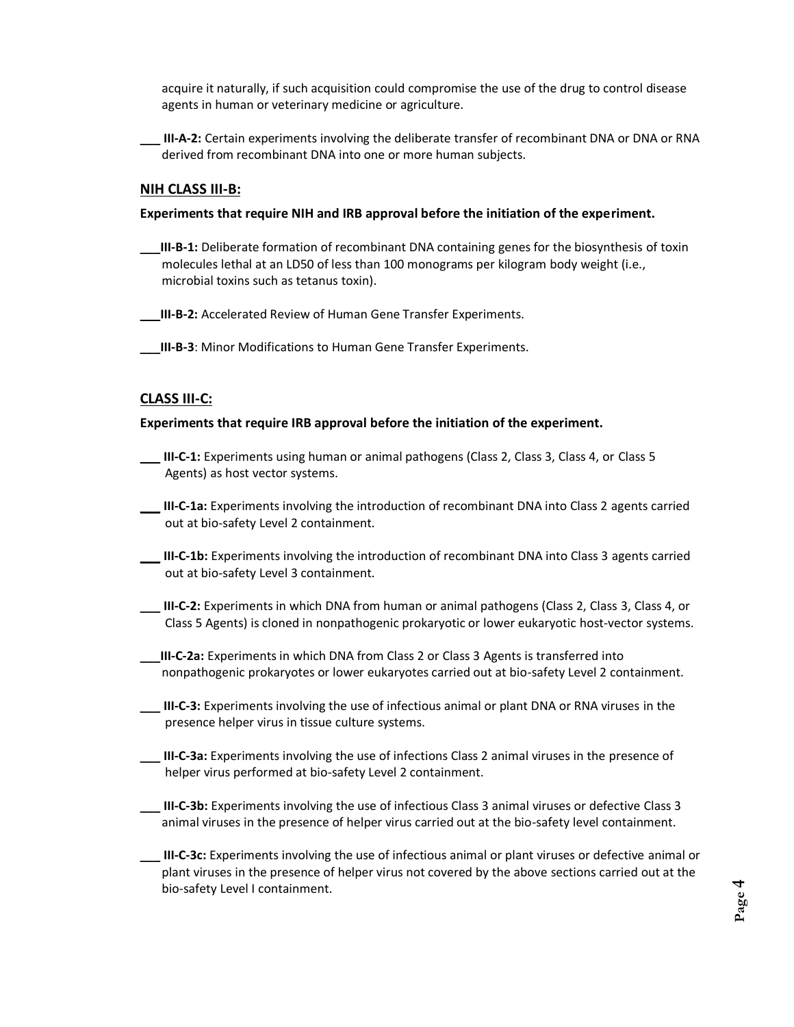acquire it naturally, if such acquisition could compromise the use of the drug to control disease agents in human or veterinary medicine or agriculture.

___ **III-A-2:** Certain experiments involving the deliberate transfer of recombinant DNA or DNA or RNA derived from recombinant DNA into one or more human subjects.

## NIH CLASS III-B:

**Experiments that require NIH and IRB approval before the initiation of the experiment.**

___ **III-B-1:** Deliberate formation of recombinant DNA containing genes for the biosynthesis of toxin molecules lethal at an LD50 of less than 100 monograms per kilogram body weight (i.e., microbial toxins such as tetanus toxin).

___ **III-B-2:** Accelerated Review of Human Gene Transfer Experiments.

___ **III-B-3**: Minor Modifications to Human Gene Transfer Experiments.

## CLASS III-C:

**Experiments that require IRB approval before the initiation of the experiment.**

___ **III-C-1:** Experiments using human or animal pathogens (Class 2, Class 3, Class 4, or Class 5 Agents) as host vector systems.

___ **III-C-1a:** Experiments involving the introduction of recombinant DNA into Class 2 agents carried out at bio-safety Level 2 containment.

___ **III-C-1b:** Experiments involving the introduction of recombinant DNA into Class 3 agents carried out at bio-safety Level 3 containment.

___ **III-C-2:** Experiments in which DNA from human or animal pathogens (Class 2, Class 3, Class 4, or Class 5 Agents) is cloned in nonpathogenic prokaryotic or lower eukaryotic host-vector systems.

___ **III-C-2a:** Experiments in which DNA from Class 2 or Class 3 Agents is transferred into nonpathogenic prokaryotes or lower eukaryotes carried out at bio-safety Level 2 containment.

___ **III-C-3:** Experiments involving the use of infectious animal or plant DNA or RNA viruses in the presence helper virus in tissue culture systems.

___ **III-C-3a:** Experiments involving the use of infections Class 2 animal viruses in the presence of helper virus performed at bio-safety Level 2 containment.

___ **III-C-3b:** Experiments involving the use of infectious Class 3 animal viruses or defective Class 3 animal viruses in the presence of helper virus carried out at the bio-safety level containment.

___ **III-C-3c:** Experiments involving the use of infectious animal or plant viruses or defective animal or plant viruses in the presence of helper virus not covered by the above sections carried out at the bio-safety Level I containment.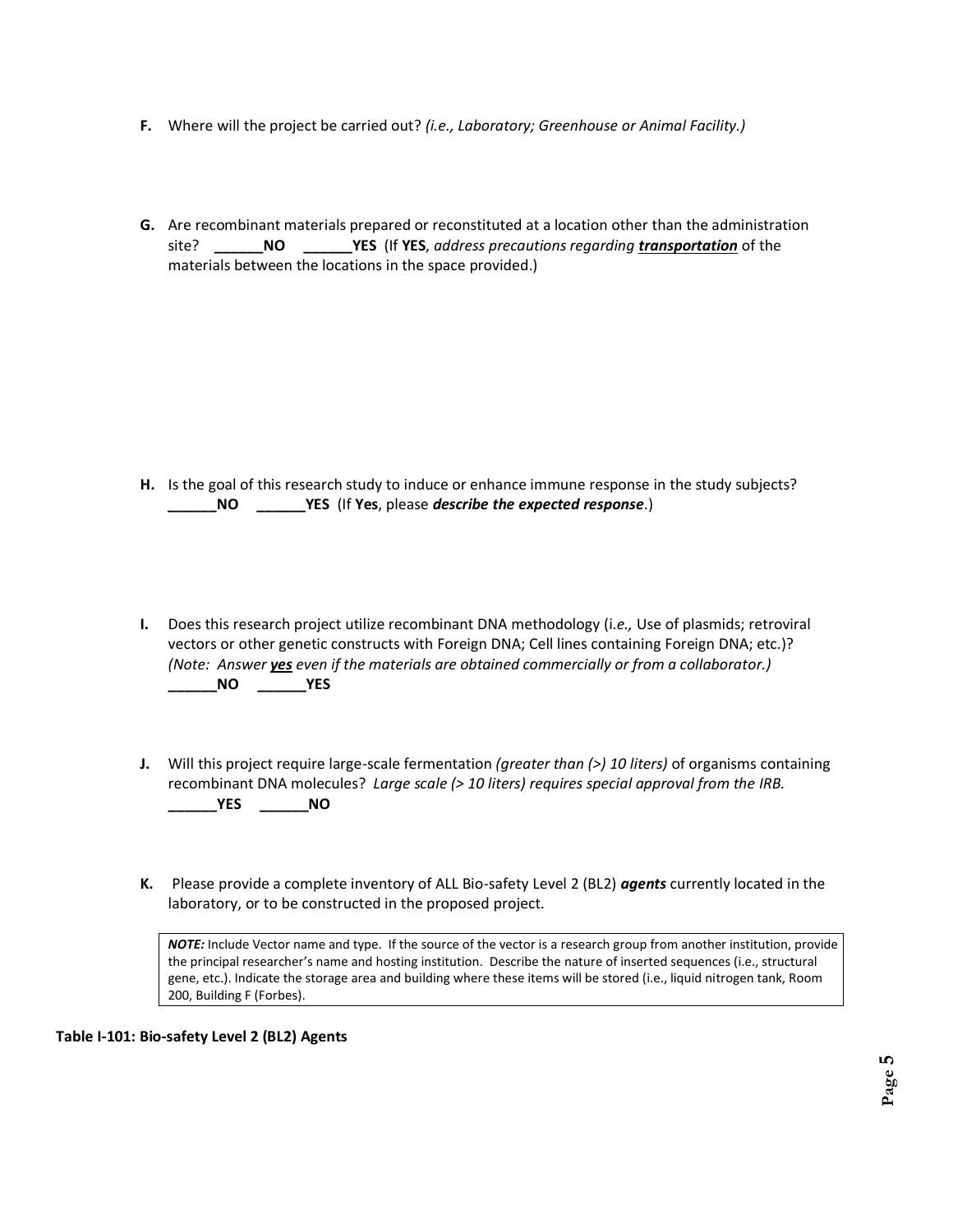**F.** Where will the project be carried out? *(i.e., Laboratory; Greenhouse or Animal Facility.)*

**G.** Are recombinant materials prepared or reconstituted at a location other than the administration site? **______NO ______YES** (If **YES**, *address precautions regarding* ***transportation*** of the materials between the locations in the space provided.)

**H.** Is the goal of this research study to induce or enhance immune response in the study subjects? **______NO ______YES** (If **Yes**, please ***describe the expected response***.)

**I.** Does this research project utilize recombinant DNA methodology (i.*e.,* Use of plasmids; retroviral vectors or other genetic constructs with Foreign DNA; Cell lines containing Foreign DNA; etc.)? *(Note: Answer* ***yes*** *even if the materials are obtained commercially or from a collaborator.)*
**______NO ______YES**

**J.** Will this project require large-scale fermentation *(greater than (>) 10 liters)* of organisms containing recombinant DNA molecules? *Large scale (> 10 liters) requires special approval from the IRB.*
**______YES ______NO**

**K.** Please provide a complete inventory of ALL Bio-safety Level 2 (BL2) ***agents*** currently located in the laboratory, or to be constructed in the proposed project.

> ***NOTE:*** Include Vector name and type. If the source of the vector is a research group from another institution, provide the principal researcher's name and hosting institution. Describe the nature of inserted sequences (i.e., structural gene, etc.). Indicate the storage area and building where these items will be stored (i.e., liquid nitrogen tank, Room 200, Building F (Forbes).

**Table I-101: Bio-safety Level 2 (BL2) Agents**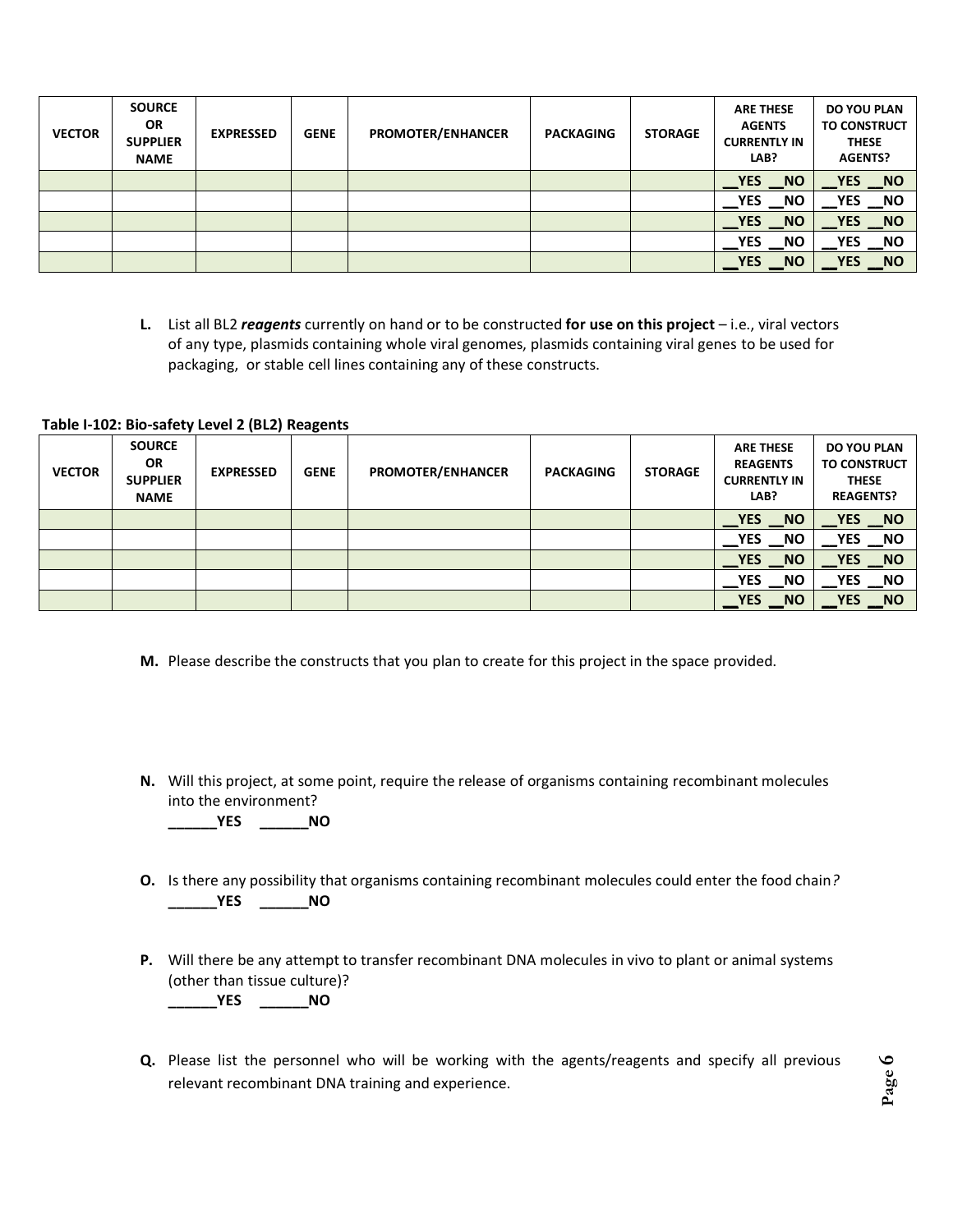| VECTOR | SOURCE OR SUPPLIER NAME | EXPRESSED | GENE | PROMOTER/ENHANCER | PACKAGING | STORAGE | ARE THESE AGENTS CURRENTLY IN LAB? | DO YOU PLAN TO CONSTRUCT THESE AGENTS? |
|---|---|---|---|---|---|---|---|---|
| | | | | | | | __YES __NO | __YES __NO |
| | | | | | | | __YES __NO | __YES __NO |
| | | | | | | | __YES __NO | __YES __NO |
| | | | | | | | __YES __NO | __YES __NO |
| | | | | | | | __YES __NO | __YES __NO |

**L.** List all BL2 ***reagents*** currently on hand or to be constructed **for use on this project** – i.e., viral vectors of any type, plasmids containing whole viral genomes, plasmids containing viral genes to be used for packaging, or stable cell lines containing any of these constructs.

**Table I-102: Bio-safety Level 2 (BL2) Reagents**

| VECTOR | SOURCE OR SUPPLIER NAME | EXPRESSED | GENE | PROMOTER/ENHANCER | PACKAGING | STORAGE | ARE THESE REAGENTS CURRENTLY IN LAB? | DO YOU PLAN TO CONSTRUCT THESE REAGENTS? |
|---|---|---|---|---|---|---|---|---|
| | | | | | | | __YES __NO | __YES __NO |
| | | | | | | | __YES __NO | __YES __NO |
| | | | | | | | __YES __NO | __YES __NO |
| | | | | | | | __YES __NO | __YES __NO |
| | | | | | | | __YES __NO | __YES __NO |

**M.** Please describe the constructs that you plan to create for this project in the space provided.

**N.** Will this project, at some point, require the release of organisms containing recombinant molecules into the environment?
**______YES ______NO**

**O.** Is there any possibility that organisms containing recombinant molecules could enter the food chain*?*
**______YES ______NO**

**P.** Will there be any attempt to transfer recombinant DNA molecules in vivo to plant or animal systems (other than tissue culture)?
**______YES ______NO**

**Q.** Please list the personnel who will be working with the agents/reagents and specify all previous relevant recombinant DNA training and experience.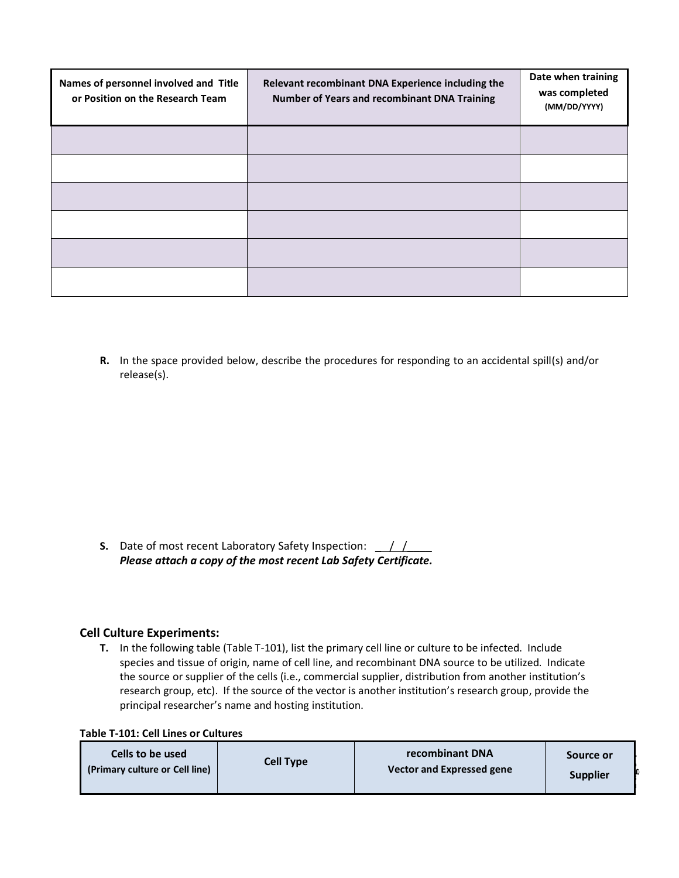| Names of personnel involved and Title or Position on the Research Team | Relevant recombinant DNA Experience including the Number of Years and recombinant DNA Training | Date when training was completed (MM/DD/YYYY) |
| --- | --- | --- |
| | | |
| | | |
| | | |
| | | |
| | | |
| | | |

**R.** In the space provided below, describe the procedures for responding to an accidental spill(s) and/or release(s).

**S.** Date of most recent Laboratory Safety Inspection: _ / /____
***Please attach a copy of the most recent Lab Safety Certificate.***

### Cell Culture Experiments:

**T.** In the following table (Table T-101), list the primary cell line or culture to be infected. Include species and tissue of origin, name of cell line, and recombinant DNA source to be utilized. Indicate the source or supplier of the cells (i.e., commercial supplier, distribution from another institution's research group, etc). If the source of the vector is another institution's research group, provide the principal researcher's name and hosting institution.

**Table T-101: Cell Lines or Cultures**

| Cells to be used (Primary culture or Cell line) | Cell Type | recombinant DNA Vector and Expressed gene | Source or Supplier |
| --- | --- | --- | --- |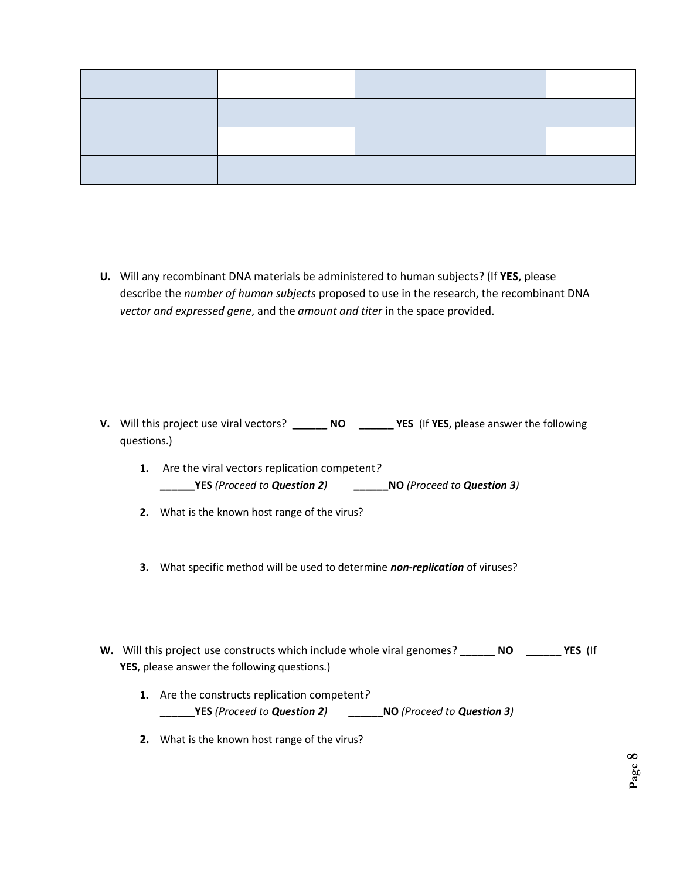| | | | |
|---|---|---|---|
| | | | |
| | | | |
| | | | |

**U.** Will any recombinant DNA materials be administered to human subjects? (If **YES**, please describe the *number of human subjects* proposed to use in the research, the recombinant DNA *vector and expressed gene*, and the *amount and titer* in the space provided.

**V.** Will this project use viral vectors? **______ NO** **______ YES** (If **YES**, please answer the following questions.)

1. Are the viral vectors replication competent*?*
   **______YES** *(Proceed to* ***Question 2****)* **______NO** *(Proceed to* ***Question 3****)*
2. What is the known host range of the virus?
3. What specific method will be used to determine ***non-replication*** of viruses?

**W.** Will this project use constructs which include whole viral genomes? **______ NO** **______ YES** (If **YES**, please answer the following questions.)

1. Are the constructs replication competent*?*
   **______YES** *(Proceed to* ***Question 2****)* **______NO** *(Proceed to* ***Question 3****)*
2. What is the known host range of the virus?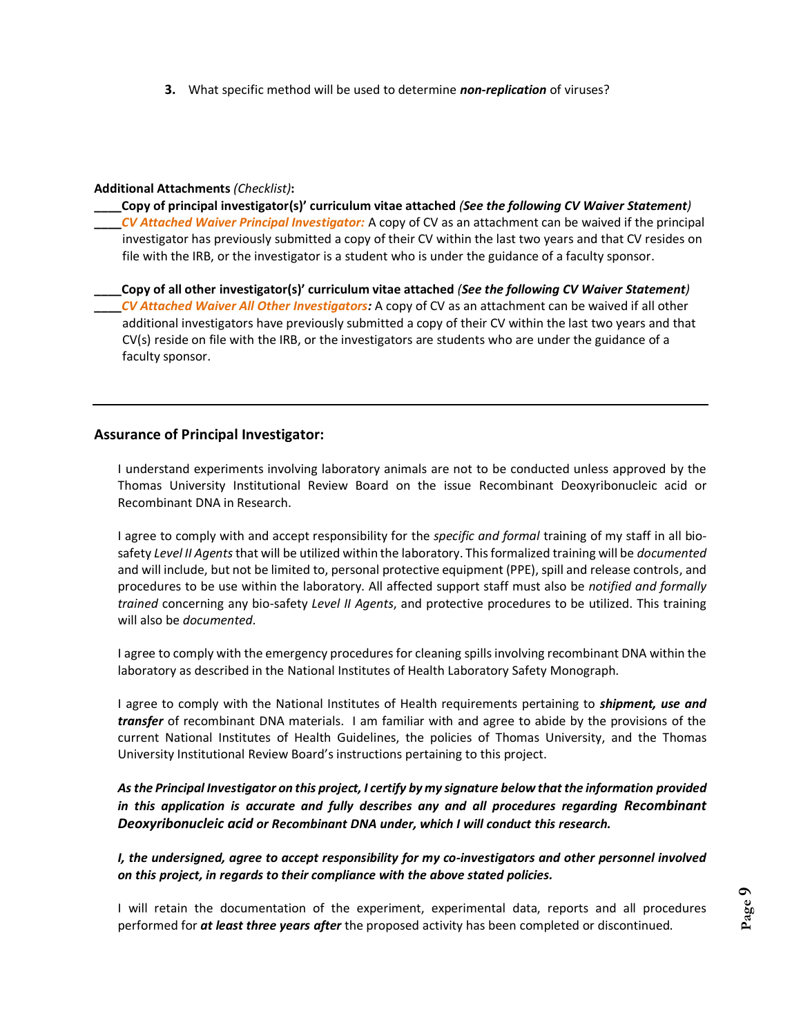3. What specific method will be used to determine ***non-replication*** of viruses?

**Additional Attachments** *(Checklist)***:**

____**Copy of principal investigator(s)' curriculum vitae attached** ***(See the following CV Waiver Statement)***

____***CV Attached Waiver Principal Investigator:*** A copy of CV as an attachment can be waived if the principal investigator has previously submitted a copy of their CV within the last two years and that CV resides on file with the IRB, or the investigator is a student who is under the guidance of a faculty sponsor.

____**Copy of all other investigator(s)' curriculum vitae attached** ***(See the following CV Waiver Statement)***

____***CV Attached Waiver All Other Investigators:*** A copy of CV as an attachment can be waived if all other additional investigators have previously submitted a copy of their CV within the last two years and that CV(s) reside on file with the IRB, or the investigators are students who are under the guidance of a faculty sponsor.

---

## Assurance of Principal Investigator:

I understand experiments involving laboratory animals are not to be conducted unless approved by the Thomas University Institutional Review Board on the issue Recombinant Deoxyribonucleic acid or Recombinant DNA in Research.

I agree to comply with and accept responsibility for the *specific and formal* training of my staff in all bio-safety *Level II Agents* that will be utilized within the laboratory. This formalized training will be *documented* and will include, but not be limited to, personal protective equipment (PPE), spill and release controls, and procedures to be use within the laboratory. All affected support staff must also be *notified and formally trained* concerning any bio-safety *Level II Agents*, and protective procedures to be utilized. This training will also be *documented*.

I agree to comply with the emergency procedures for cleaning spills involving recombinant DNA within the laboratory as described in the National Institutes of Health Laboratory Safety Monograph.

I agree to comply with the National Institutes of Health requirements pertaining to ***shipment, use and transfer*** of recombinant DNA materials. I am familiar with and agree to abide by the provisions of the current National Institutes of Health Guidelines, the policies of Thomas University, and the Thomas University Institutional Review Board's instructions pertaining to this project.

***As the Principal Investigator on this project, I certify by my signature below that the information provided in this application is accurate and fully describes any and all procedures regarding Recombinant Deoxyribonucleic acid or Recombinant DNA under, which I will conduct this research.***

***I, the undersigned, agree to accept responsibility for my co-investigators and other personnel involved on this project, in regards to their compliance with the above stated policies.***

I will retain the documentation of the experiment, experimental data, reports and all procedures performed for ***at least three years after*** the proposed activity has been completed or discontinued.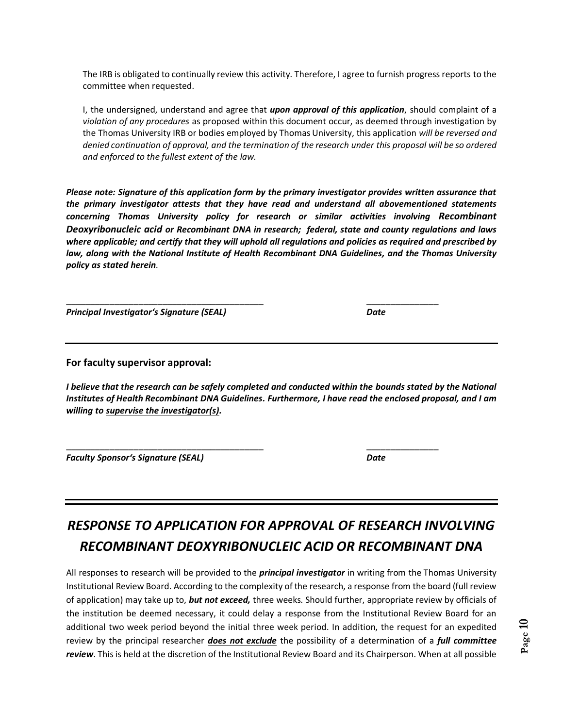The IRB is obligated to continually review this activity. Therefore, I agree to furnish progress reports to the committee when requested.

I, the undersigned, understand and agree that ***upon approval of this application***, should complaint of a *violation of any procedures* as proposed within this document occur, as deemed through investigation by the Thomas University IRB or bodies employed by Thomas University, this application *will be reversed and denied continuation of approval, and the termination of the research under this proposal will be so ordered and enforced to the fullest extent of the law.*

***Please note: Signature of this application form by the primary investigator provides written assurance that the primary investigator attests that they have read and understand all abovementioned statements concerning Thomas University policy for research or similar activities involving Recombinant Deoxyribonucleic acid or Recombinant DNA in research; federal, state and county regulations and laws where applicable; and certify that they will uphold all regulations and policies as required and prescribed by law, along with the National Institute of Health Recombinant DNA Guidelines, and the Thomas University policy as stated herein.***

___________________________________________ ________________

***Principal Investigator's Signature (SEAL)*** ***Date***

---

**For faculty supervisor approval:**

***I believe that the research can be safely completed and conducted within the bounds stated by the National Institutes of Health Recombinant DNA Guidelines. Furthermore, I have read the enclosed proposal, and I am willing to <u>supervise the investigator(s)</u>.***

___________________________________________ ________________

***Faculty Sponsor's Signature (SEAL)*** ***Date***

---

# *RESPONSE TO APPLICATION FOR APPROVAL OF RESEARCH INVOLVING RECOMBINANT DEOXYRIBONUCLEIC ACID OR RECOMBINANT DNA*

All responses to research will be provided to the ***principal investigator*** in writing from the Thomas University Institutional Review Board. According to the complexity of the research, a response from the board (full review of application) may take up to, ***but not exceed,*** three weeks. Should further, appropriate review by officials of the institution be deemed necessary, it could delay a response from the Institutional Review Board for an additional two week period beyond the initial three week period. In addition, the request for an expedited review by the principal researcher ***<u>does not exclude</u>*** the possibility of a determination of a ***full committee review***. This is held at the discretion of the Institutional Review Board and its Chairperson. When at all possible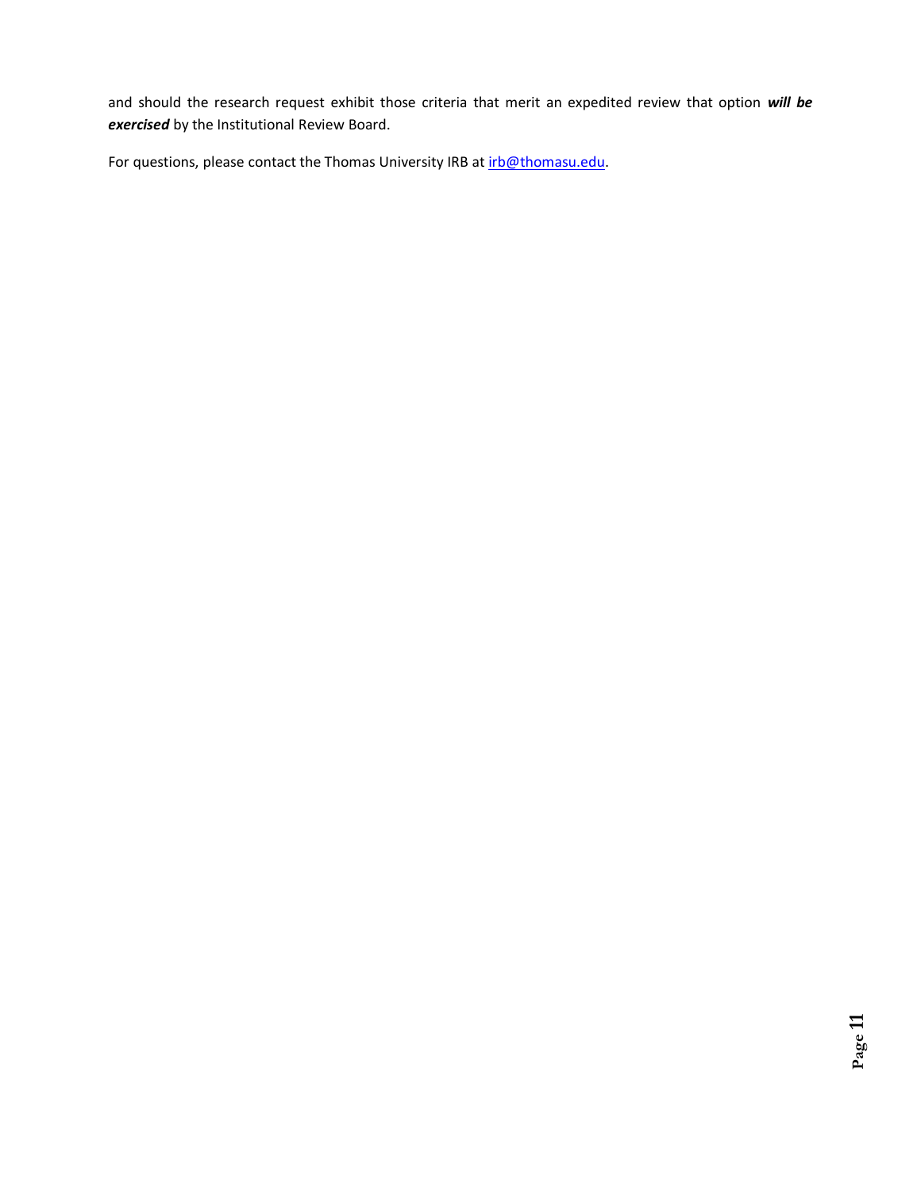and should the research request exhibit those criteria that merit an expedited review that option ***will be exercised*** by the Institutional Review Board.

For questions, please contact the Thomas University IRB at irb@thomasu.edu.